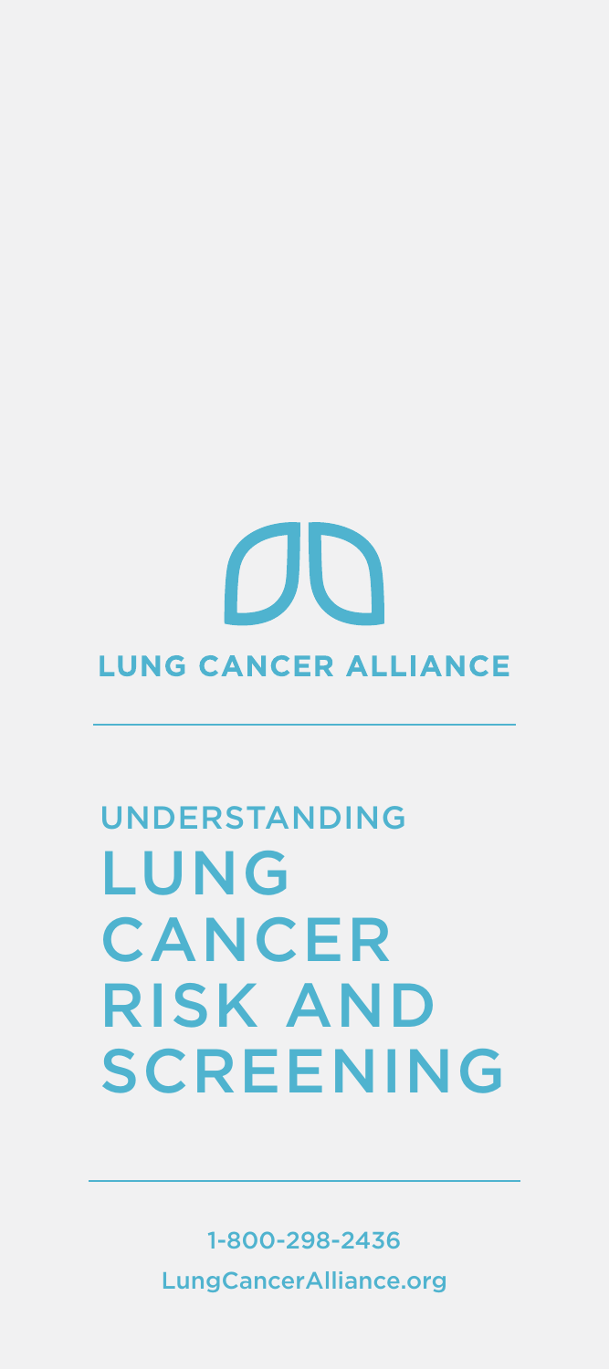**LUNG CANCER ALLIANCE**

# UNDERSTANDING LUNG CANCER RISK AND SCREENING

1-800-298-2436

LungCancerAlliance.org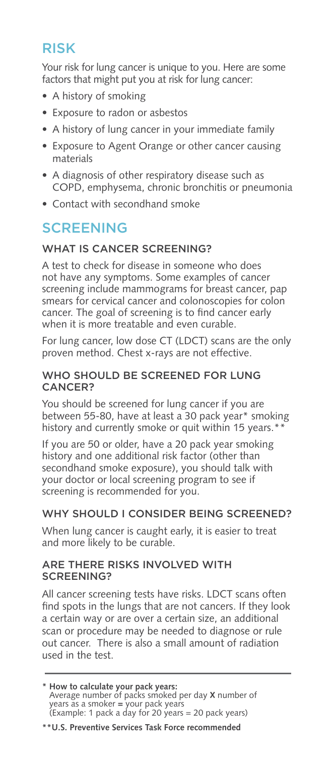## RISK

Your risk for lung cancer is unique to you. Here are some factors that might put you at risk for lung cancer:

- A history of smoking
- Exposure to radon or asbestos
- A history of lung cancer in your immediate family
- Exposure to Agent Orange or other cancer causing materials
- A diagnosis of other respiratory disease such as COPD, emphysema, chronic bronchitis or pneumonia
- Contact with secondhand smoke

## SCREENING

### WHAT IS CANCER SCREENING?

A test to check for disease in someone who does not have any symptoms. Some examples of cancer screening include mammograms for breast cancer, pap smears for cervical cancer and colonoscopies for colon cancer. The goal of screening is to find cancer early when it is more treatable and even curable.

For lung cancer, low dose CT (LDCT) scans are the only proven method. Chest x-rays are not effective.

### WHO SHOULD BE SCREENED FOR LUNG CANCER?

You should be screened for lung cancer if you are between 55-80, have at least a 30 pack year* smoking history and currently smoke or quit within 15 years.**

If you are 50 or older, have a 20 pack year smoking history and one additional risk factor (other than secondhand smoke exposure), you should talk with your doctor or local screening program to see if screening is recommended for you.

### WHY SHOULD I CONSIDER BEING SCREENED?

When lung cancer is caught early, it is easier to treat and more likely to be curable.

### ARE THERE RISKS INVOLVED WITH SCREENING?

All cancer screening tests have risks. LDCT scans often find spots in the lungs that are not cancers. If they look a certain way or are over a certain size, an additional scan or procedure may be needed to diagnose or rule out cancer. There is also a small amount of radiation used in the test.

---

**\* How to calculate your pack years:**
Average number of packs smoked per day **X** number of years as a smoker **=** your pack years
(Example: 1 pack a day for 20 years = 20 pack years)

**\*\*U.S. Preventive Services Task Force recommended**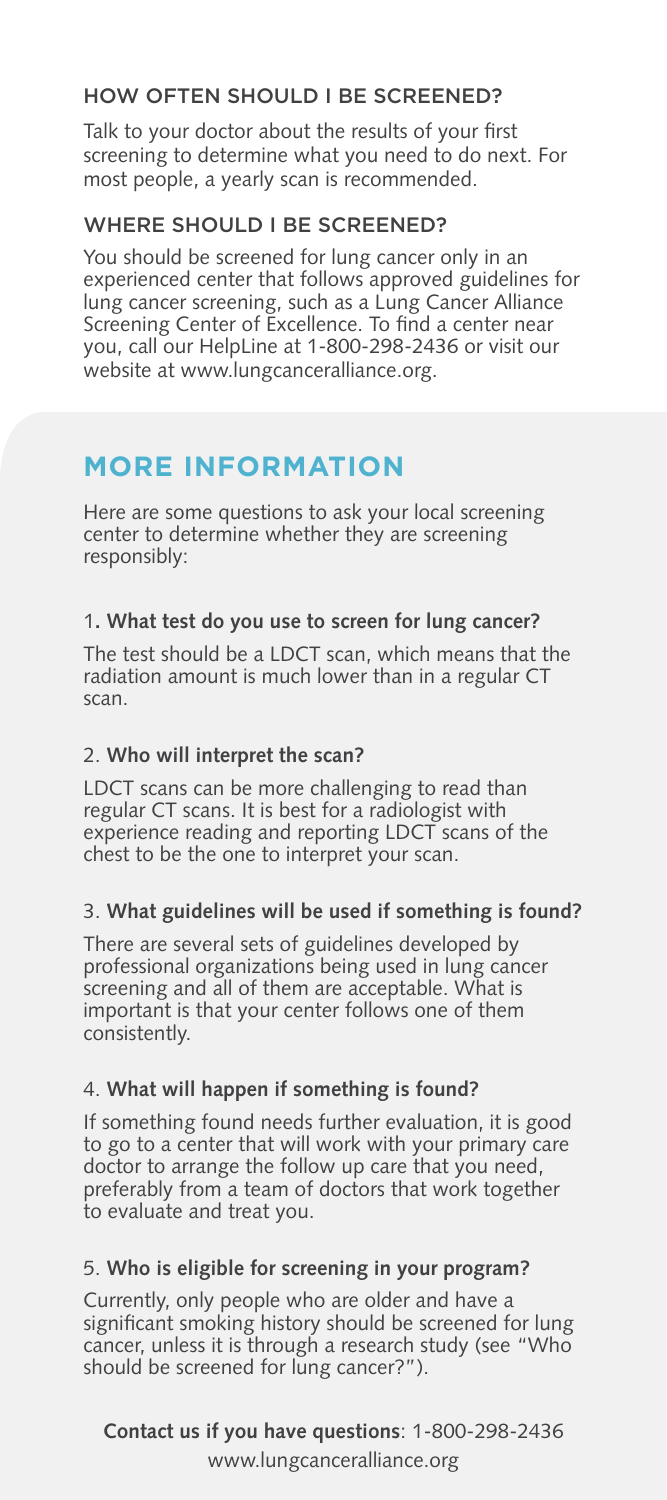### HOW OFTEN SHOULD I BE SCREENED?

Talk to your doctor about the results of your first screening to determine what you need to do next. For most people, a yearly scan is recommended.

### WHERE SHOULD I BE SCREENED?

You should be screened for lung cancer only in an experienced center that follows approved guidelines for lung cancer screening, such as a Lung Cancer Alliance Screening Center of Excellence. To find a center near you, call our HelpLine at 1-800-298-2436 or visit our website at www.lungcanceralliance.org.

## MORE INFORMATION

Here are some questions to ask your local screening center to determine whether they are screening responsibly:

1. **What test do you use to screen for lung cancer?**

The test should be a LDCT scan, which means that the radiation amount is much lower than in a regular CT scan.

2. **Who will interpret the scan?**

LDCT scans can be more challenging to read than regular CT scans. It is best for a radiologist with experience reading and reporting LDCT scans of the chest to be the one to interpret your scan.

3. **What guidelines will be used if something is found?**

There are several sets of guidelines developed by professional organizations being used in lung cancer screening and all of them are acceptable. What is important is that your center follows one of them consistently.

4. **What will happen if something is found?**

If something found needs further evaluation, it is good to go to a center that will work with your primary care doctor to arrange the follow up care that you need, preferably from a team of doctors that work together to evaluate and treat you.

5. **Who is eligible for screening in your program?**

Currently, only people who are older and have a significant smoking history should be screened for lung cancer, unless it is through a research study (see "Who should be screened for lung cancer?").

**Contact us if you have questions**: 1-800-298-2436
www.lungcanceralliance.org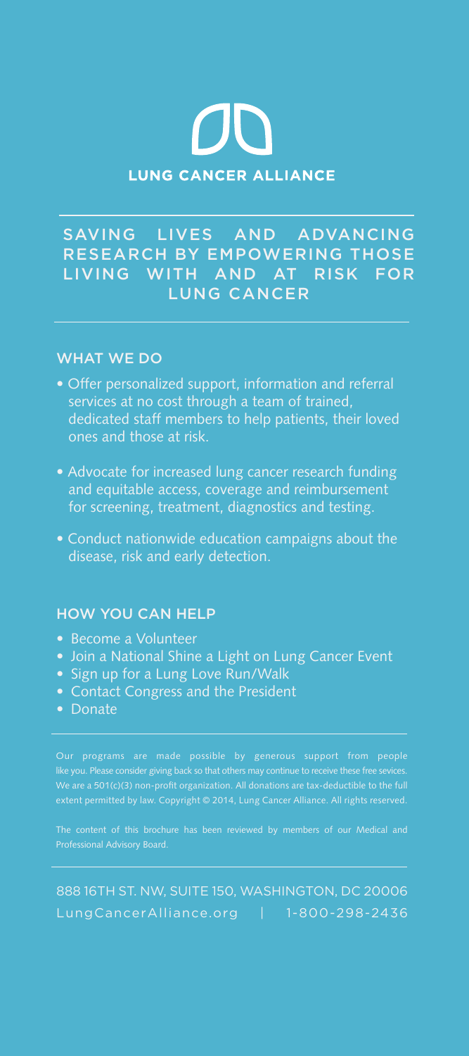LUNG CANCER ALLIANCE

## SAVING LIVES AND ADVANCING RESEARCH BY EMPOWERING THOSE LIVING WITH AND AT RISK FOR LUNG CANCER

### WHAT WE DO

- Offer personalized support, information and referral services at no cost through a team of trained, dedicated staff members to help patients, their loved ones and those at risk.
- Advocate for increased lung cancer research funding and equitable access, coverage and reimbursement for screening, treatment, diagnostics and testing.
- Conduct nationwide education campaigns about the disease, risk and early detection.

### HOW YOU CAN HELP

- Become a Volunteer
- Join a National Shine a Light on Lung Cancer Event
- Sign up for a Lung Love Run/Walk
- Contact Congress and the President
- Donate

Our programs are made possible by generous support from people like you. Please consider giving back so that others may continue to receive these free sevices. We are a 501(c)(3) non-profit organization. All donations are tax-deductible to the full extent permitted by law. Copyright © 2014, Lung Cancer Alliance. All rights reserved.

The content of this brochure has been reviewed by members of our Medical and Professional Advisory Board.

888 16TH ST. NW, SUITE 150, WASHINGTON, DC 20006

LungCancerAlliance.org | 1-800-298-2436